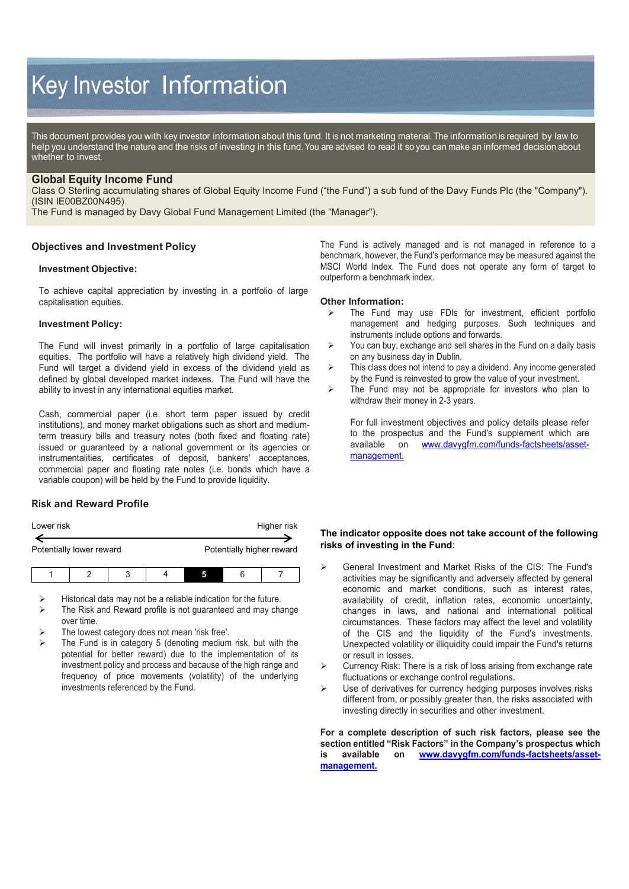# Key Investor Information

This document provides you with key investor information about this fund. It is not marketing material. The information is required by law to help you understand the nature and the risks of investing in this fund. You are advised to read it so you can make an informed decision about whether to invest.

## Global Equity Income Fund

Class O Sterling accumulating shares of Global Equity Income Fund ("the Fund") a sub fund of the Davy Funds Plc (the "Company"). (ISIN IE00BZ00N495)

The Fund is managed by Davy Global Fund Management Limited (the "Manager").

## Objectives and Investment Policy

### Investment Objective:

To achieve capital appreciation by investing in a portfolio of large capitalisation equities.

### Investment Policy:

The Fund will invest primarily in a portfolio of large capitalisation equities. The portfolio will have a relatively high dividend yield. The Fund will target a dividend yield in excess of the dividend yield as defined by global developed market indexes. The Fund will have the ability to invest in any international equities market.

Cash, commercial paper (i.e. short term paper issued by credit institutions), and money market obligations such as short and medium-term treasury bills and treasury notes (both fixed and floating rate) issued or guaranteed by a national government or its agencies or instrumentalities, certificates of deposit, bankers' acceptances, commercial paper and floating rate notes (i.e. bonds which have a variable coupon) will be held by the Fund to provide liquidity.

The Fund is actively managed and is not managed in reference to a benchmark, however, the Fund's performance may be measured against the MSCI World Index. The Fund does not operate any form of target to outperform a benchmark index.

### Other Information:

- The Fund may use FDIs for investment, efficient portfolio management and hedging purposes. Such techniques and instruments include options and forwards.
- You can buy, exchange and sell shares in the Fund on a daily basis on any business day in Dublin.
- This class does not intend to pay a dividend. Any income generated by the Fund is reinvested to grow the value of your investment.
- The Fund may not be appropriate for investors who plan to withdraw their money in 2-3 years.

For full investment objectives and policy details please refer to the prospectus and the Fund's supplement which are available on [www.davygfm.com/funds-factsheets/asset-management.](www.davygfm.com/funds-factsheets/asset-management)

## Risk and Reward Profile

Lower risk ← → Higher risk

Potentially lower reward — Potentially higher reward

| 1 | 2 | 3 | 4 | **5** | 6 | 7 |
|---|---|---|---|---|---|---|

- Historical data may not be a reliable indication for the future.
- The Risk and Reward profile is not guaranteed and may change over time.
- The lowest category does not mean 'risk free'.
- The Fund is in category 5 (denoting medium risk, but with the potential for better reward) due to the implementation of its investment policy and process and because of the high range and frequency of price movements (volatility) of the underlying investments referenced by the Fund.

**The indicator opposite does not take account of the following risks of investing in the Fund**:

- General Investment and Market Risks of the CIS: The Fund's activities may be significantly and adversely affected by general economic and market conditions, such as interest rates, availability of credit, inflation rates, economic uncertainty, changes in laws, and national and international political circumstances. These factors may affect the level and volatility of the CIS and the liquidity of the Fund's investments. Unexpected volatility or illiquidity could impair the Fund's returns or result in losses.
- Currency Risk: There is a risk of loss arising from exchange rate fluctuations or exchange control regulations.
- Use of derivatives for currency hedging purposes involves risks different from, or possibly greater than, the risks associated with investing directly in securities and other investment.

**For a complete description of such risk factors, please see the section entitled "Risk Factors" in the Company's prospectus which is available on [www.davygfm.com/funds-factsheets/asset-management.](www.davygfm.com/funds-factsheets/asset-management)**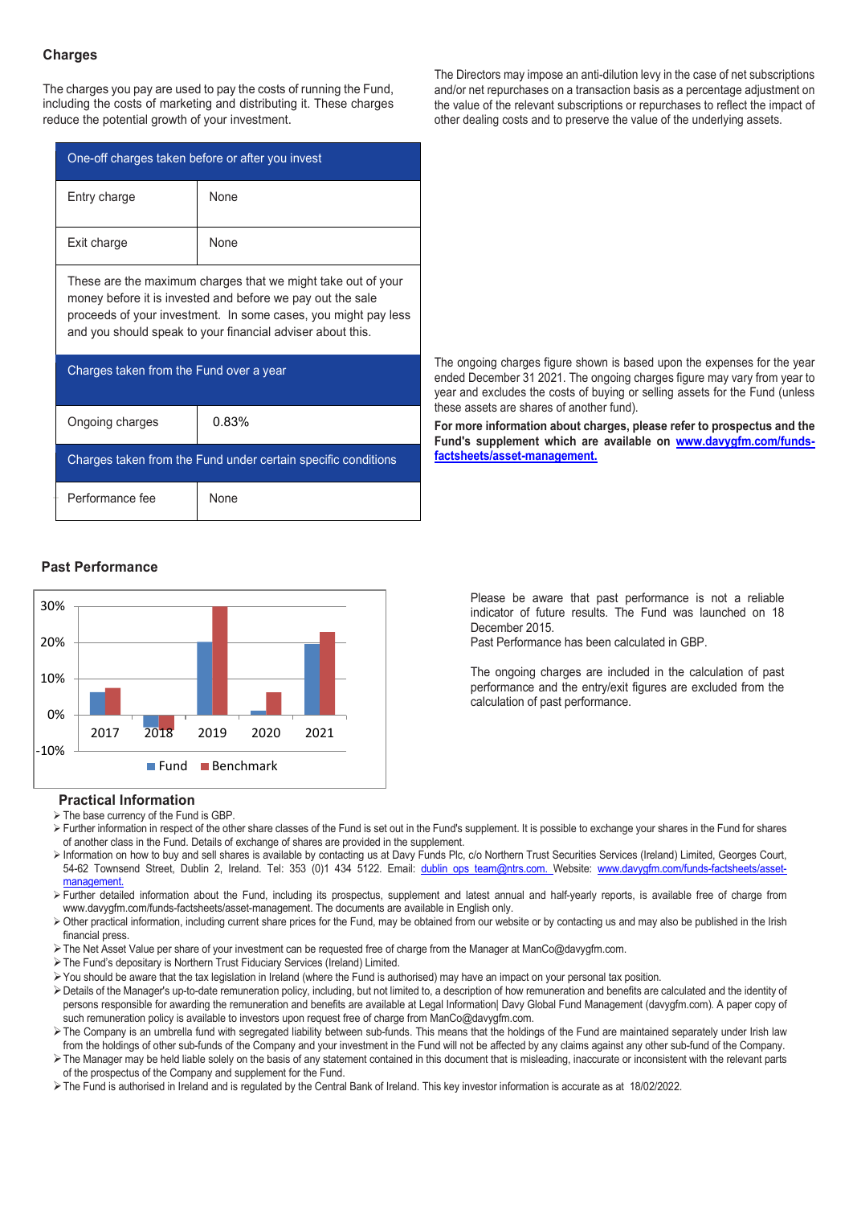## Charges

The charges you pay are used to pay the costs of running the Fund, including the costs of marketing and distributing it. These charges reduce the potential growth of your investment.

| One-off charges taken before or after you invest | |
|---|---|
| Entry charge | None |
| Exit charge | None |
| These are the maximum charges that we might take out of your money before it is invested and before we pay out the sale proceeds of your investment. In some cases, you might pay less and you should speak to your financial adviser about this. | |
| **Charges taken from the Fund over a year** | |
| Ongoing charges | 0.83% |
| **Charges taken from the Fund under certain specific conditions** | |
| Performance fee | None |

The Directors may impose an anti-dilution levy in the case of net subscriptions and/or net repurchases on a transaction basis as a percentage adjustment on the value of the relevant subscriptions or repurchases to reflect the impact of other dealing costs and to preserve the value of the underlying assets.

The ongoing charges figure shown is based upon the expenses for the year ended December 31 2021. The ongoing charges figure may vary from year to year and excludes the costs of buying or selling assets for the Fund (unless these assets are shares of another fund).

**For more information about charges, please refer to prospectus and the Fund's supplement which are available on [www.davygfm.com/funds-factsheets/asset-management.](www.davygfm.com/funds-factsheets/asset-management)**

## Past Performance

30%
20%
10%
0%
-10%
2017
2018
2019
2020
2021
Fund
Benchmark

Please be aware that past performance is not a reliable indicator of future results. The Fund was launched on 18 December 2015.
Past Performance has been calculated in GBP.

The ongoing charges are included in the calculation of past performance and the entry/exit figures are excluded from the calculation of past performance.

### Practical Information

- The base currency of the Fund is GBP.
- Further information in respect of the other share classes of the Fund is set out in the Fund's supplement. It is possible to exchange your shares in the Fund for shares of another class in the Fund. Details of exchange of shares are provided in the supplement.
- Information on how to buy and sell shares is available by contacting us at Davy Funds Plc, c/o Northern Trust Securities Services (Ireland) Limited, Georges Court, 54-62 Townsend Street, Dublin 2, Ireland. Tel: 353 (0)1 434 5122. Email: dublin_ops_team@ntrs.com. Website: www.davygfm.com/funds-factsheets/asset-management.
- Further detailed information about the Fund, including its prospectus, supplement and latest annual and half-yearly reports, is available free of charge from www.davygfm.com/funds-factsheets/asset-management. The documents are available in English only.
- Other practical information, including current share prices for the Fund, may be obtained from our website or by contacting us and may also be published in the Irish financial press.
- The Net Asset Value per share of your investment can be requested free of charge from the Manager at ManCo@davygfm.com.
- The Fund's depositary is Northern Trust Fiduciary Services (Ireland) Limited.
- You should be aware that the tax legislation in Ireland (where the Fund is authorised) may have an impact on your personal tax position.
- Details of the Manager's up-to-date remuneration policy, including, but not limited to, a description of how remuneration and benefits are calculated and the identity of persons responsible for awarding the remuneration and benefits are available at Legal Information| Davy Global Fund Management (davygfm.com). A paper copy of such remuneration policy is available to investors upon request free of charge from ManCo@davygfm.com.
- The Company is an umbrella fund with segregated liability between sub-funds. This means that the holdings of the Fund are maintained separately under Irish law from the holdings of other sub-funds of the Company and your investment in the Fund will not be affected by any claims against any other sub-fund of the Company.
- The Manager may be held liable solely on the basis of any statement contained in this document that is misleading, inaccurate or inconsistent with the relevant parts of the prospectus of the Company and supplement for the Fund.
- The Fund is authorised in Ireland and is regulated by the Central Bank of Ireland. This key investor information is accurate as at 18/02/2022.